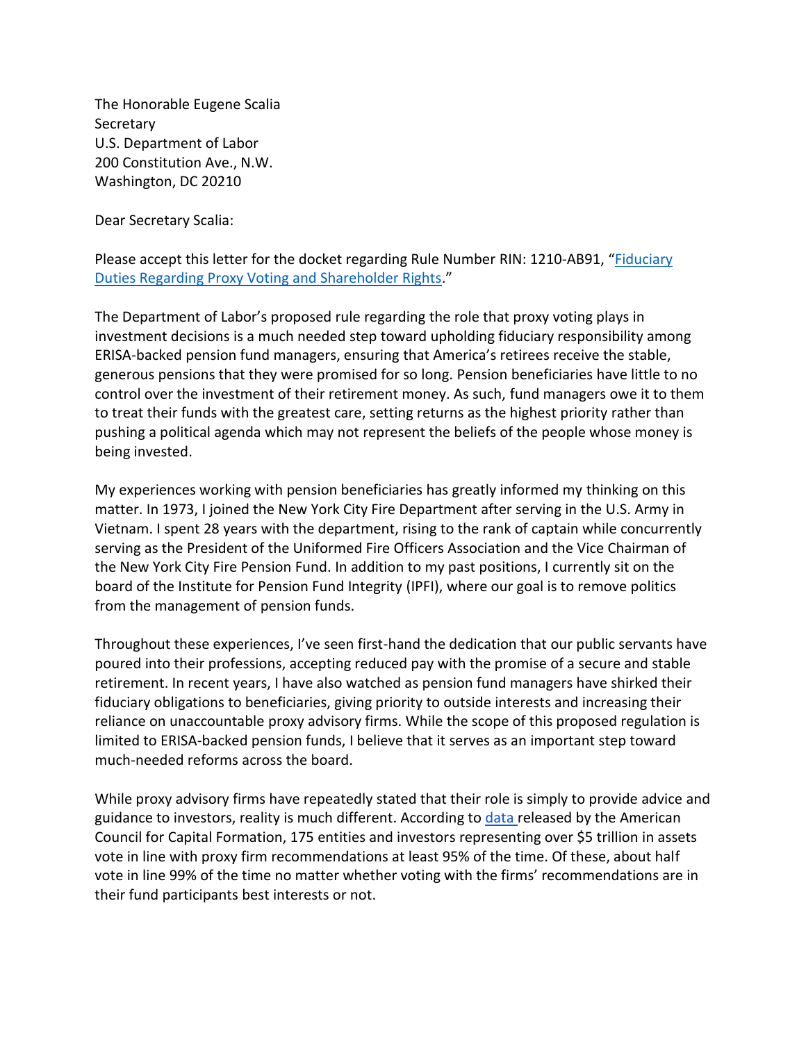The Honorable Eugene Scalia
Secretary
U.S. Department of Labor
200 Constitution Ave., N.W.
Washington, DC 20210

Dear Secretary Scalia:

Please accept this letter for the docket regarding Rule Number RIN: 1210-AB91, "Fiduciary Duties Regarding Proxy Voting and Shareholder Rights."

The Department of Labor's proposed rule regarding the role that proxy voting plays in investment decisions is a much needed step toward upholding fiduciary responsibility among ERISA-backed pension fund managers, ensuring that America's retirees receive the stable, generous pensions that they were promised for so long. Pension beneficiaries have little to no control over the investment of their retirement money. As such, fund managers owe it to them to treat their funds with the greatest care, setting returns as the highest priority rather than pushing a political agenda which may not represent the beliefs of the people whose money is being invested.

My experiences working with pension beneficiaries has greatly informed my thinking on this matter. In 1973, I joined the New York City Fire Department after serving in the U.S. Army in Vietnam. I spent 28 years with the department, rising to the rank of captain while concurrently serving as the President of the Uniformed Fire Officers Association and the Vice Chairman of the New York City Fire Pension Fund. In addition to my past positions, I currently sit on the board of the Institute for Pension Fund Integrity (IPFI), where our goal is to remove politics from the management of pension funds.

Throughout these experiences, I've seen first-hand the dedication that our public servants have poured into their professions, accepting reduced pay with the promise of a secure and stable retirement. In recent years, I have also watched as pension fund managers have shirked their fiduciary obligations to beneficiaries, giving priority to outside interests and increasing their reliance on unaccountable proxy advisory firms. While the scope of this proposed regulation is limited to ERISA-backed pension funds, I believe that it serves as an important step toward much-needed reforms across the board.

While proxy advisory firms have repeatedly stated that their role is simply to provide advice and guidance to investors, reality is much different. According to data released by the American Council for Capital Formation, 175 entities and investors representing over $5 trillion in assets vote in line with proxy firm recommendations at least 95% of the time. Of these, about half vote in line 99% of the time no matter whether voting with the firms' recommendations are in their fund participants best interests or not.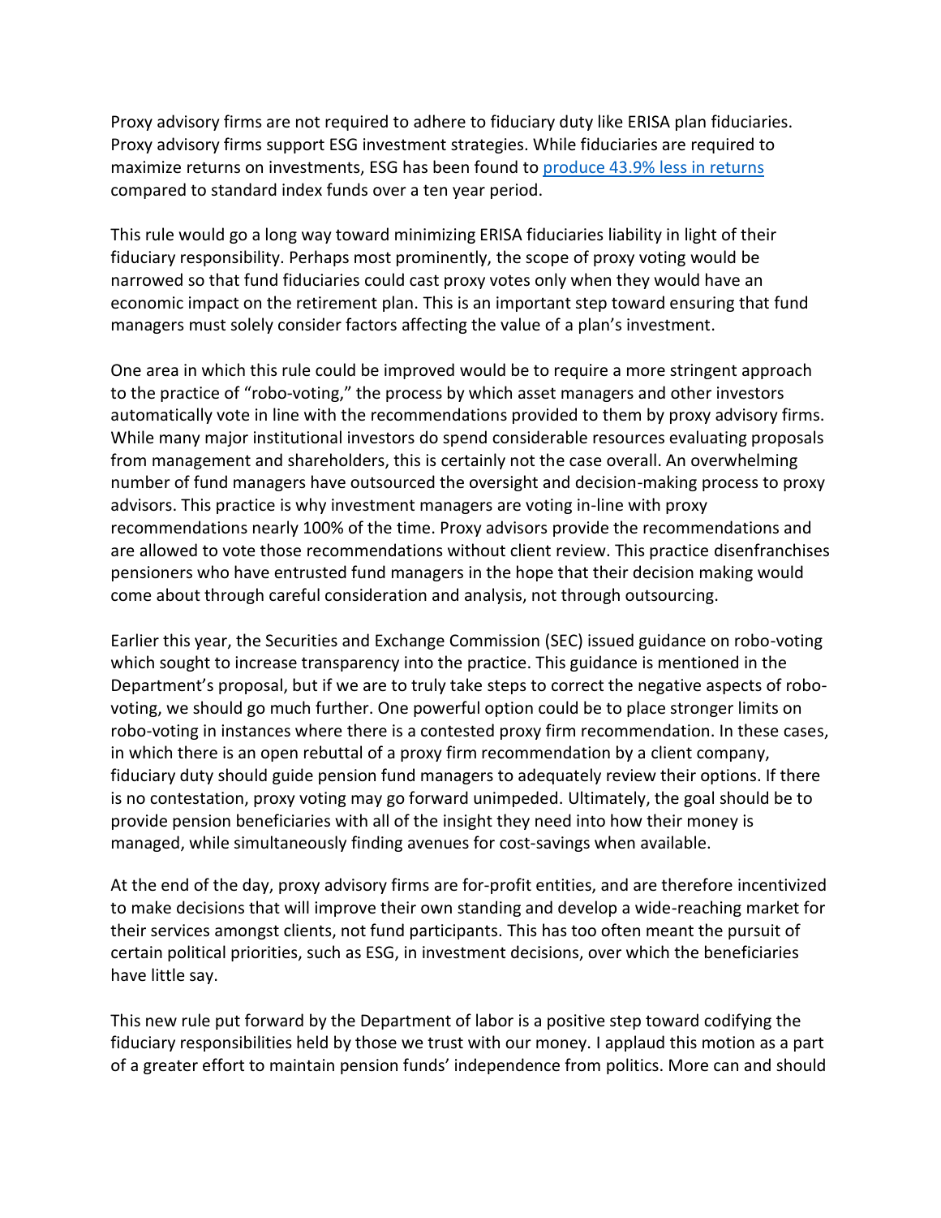Proxy advisory firms are not required to adhere to fiduciary duty like ERISA plan fiduciaries. Proxy advisory firms support ESG investment strategies. While fiduciaries are required to maximize returns on investments, ESG has been found to [produce 43.9% less in returns] compared to standard index funds over a ten year period.

This rule would go a long way toward minimizing ERISA fiduciaries liability in light of their fiduciary responsibility. Perhaps most prominently, the scope of proxy voting would be narrowed so that fund fiduciaries could cast proxy votes only when they would have an economic impact on the retirement plan. This is an important step toward ensuring that fund managers must solely consider factors affecting the value of a plan's investment.

One area in which this rule could be improved would be to require a more stringent approach to the practice of "robo-voting," the process by which asset managers and other investors automatically vote in line with the recommendations provided to them by proxy advisory firms. While many major institutional investors do spend considerable resources evaluating proposals from management and shareholders, this is certainly not the case overall. An overwhelming number of fund managers have outsourced the oversight and decision-making process to proxy advisors. This practice is why investment managers are voting in-line with proxy recommendations nearly 100% of the time. Proxy advisors provide the recommendations and are allowed to vote those recommendations without client review. This practice disenfranchises pensioners who have entrusted fund managers in the hope that their decision making would come about through careful consideration and analysis, not through outsourcing.

Earlier this year, the Securities and Exchange Commission (SEC) issued guidance on robo-voting which sought to increase transparency into the practice. This guidance is mentioned in the Department's proposal, but if we are to truly take steps to correct the negative aspects of robo-voting, we should go much further. One powerful option could be to place stronger limits on robo-voting in instances where there is a contested proxy firm recommendation. In these cases, in which there is an open rebuttal of a proxy firm recommendation by a client company, fiduciary duty should guide pension fund managers to adequately review their options. If there is no contestation, proxy voting may go forward unimpeded. Ultimately, the goal should be to provide pension beneficiaries with all of the insight they need into how their money is managed, while simultaneously finding avenues for cost-savings when available.

At the end of the day, proxy advisory firms are for-profit entities, and are therefore incentivized to make decisions that will improve their own standing and develop a wide-reaching market for their services amongst clients, not fund participants. This has too often meant the pursuit of certain political priorities, such as ESG, in investment decisions, over which the beneficiaries have little say.

This new rule put forward by the Department of labor is a positive step toward codifying the fiduciary responsibilities held by those we trust with our money. I applaud this motion as a part of a greater effort to maintain pension funds' independence from politics. More can and should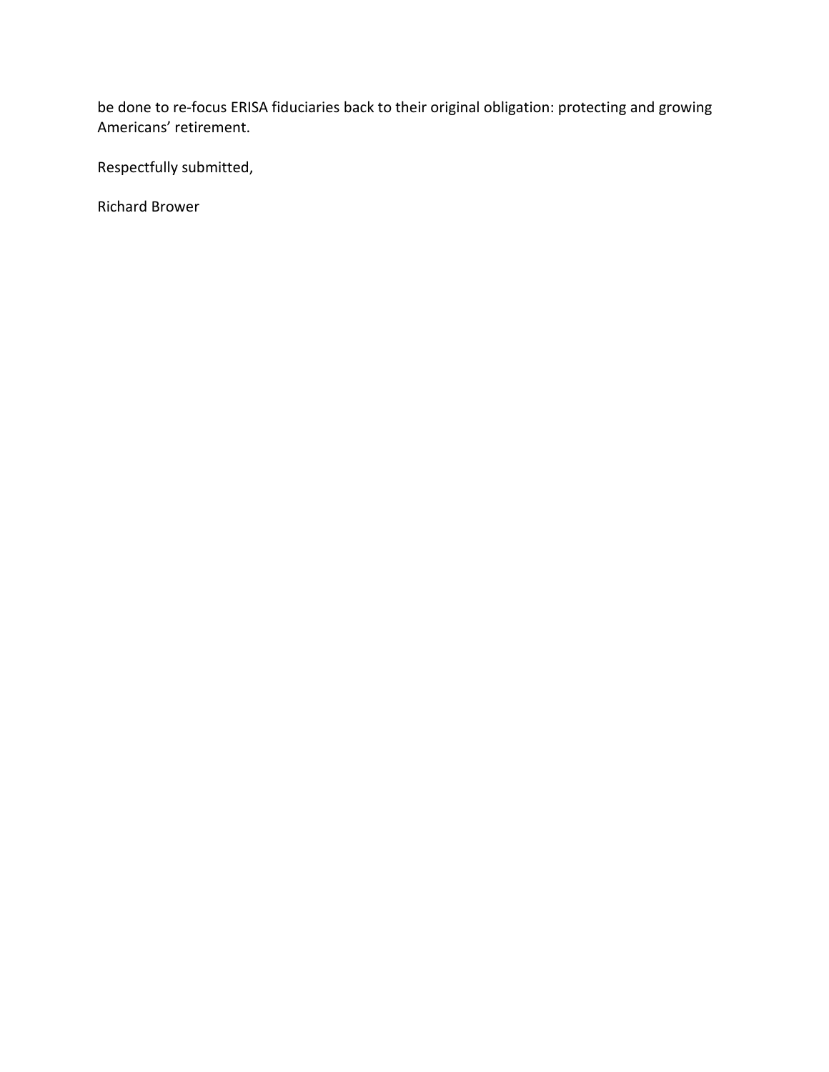be done to re-focus ERISA fiduciaries back to their original obligation: protecting and growing Americans' retirement.

Respectfully submitted,

Richard Brower